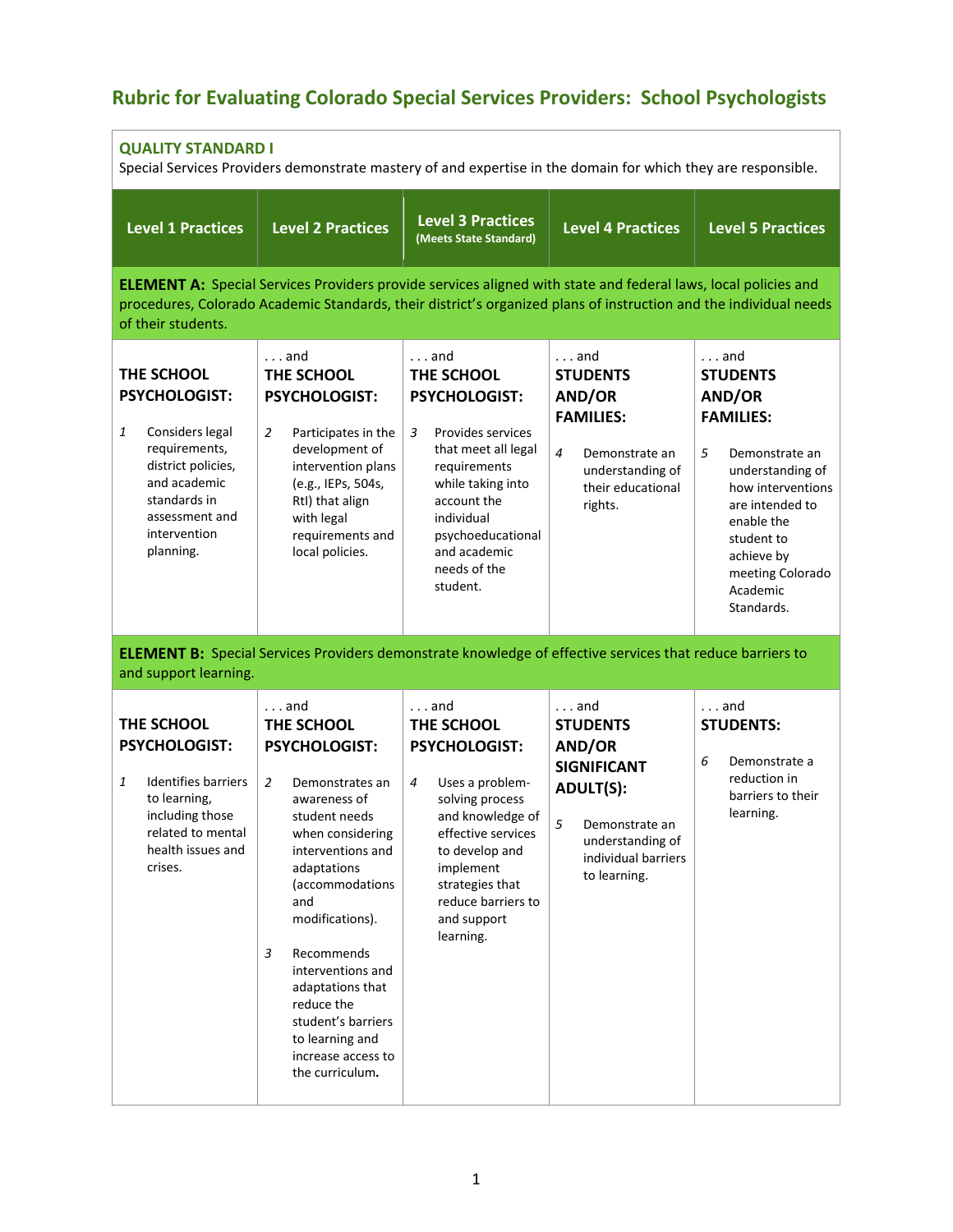# Rubric for Evaluating Colorado Special Services Providers: School Psychologists

| **QUALITY STANDARD I**<br>Special Services Providers demonstrate mastery of and expertise in the domain for which they are responsible. | | | | |
|---|---|---|---|---|
| **Level 1 Practices** | **Level 2 Practices** | **Level 3 Practices (Meets State Standard)** | **Level 4 Practices** | **Level 5 Practices** |
| **ELEMENT A:** Special Services Providers provide services aligned with state and federal laws, local policies and procedures, Colorado Academic Standards, their district's organized plans of instruction and the individual needs of their students. | | | | |
| **THE SCHOOL PSYCHOLOGIST:**<br>1 Considers legal requirements, district policies, and academic standards in assessment and intervention planning. | . . . and **THE SCHOOL PSYCHOLOGIST:**<br>2 Participates in the development of intervention plans (e.g., IEPs, 504s, RtI) that align with legal requirements and local policies. | . . . and **THE SCHOOL PSYCHOLOGIST:**<br>3 Provides services that meet all legal requirements while taking into account the individual psychoeducational and academic needs of the student. | . . . and **STUDENTS AND/OR FAMILIES:**<br>4 Demonstrate an understanding of their educational rights. | . . . and **STUDENTS AND/OR FAMILIES:**<br>5 Demonstrate an understanding of how interventions are intended to enable the student to achieve by meeting Colorado Academic Standards. |
| **ELEMENT B:** Special Services Providers demonstrate knowledge of effective services that reduce barriers to and support learning. | | | | |
| **THE SCHOOL PSYCHOLOGIST:**<br>1 Identifies barriers to learning, including those related to mental health issues and crises. | . . . and **THE SCHOOL PSYCHOLOGIST:**<br>2 Demonstrates an awareness of student needs when considering interventions and adaptations (accommodations and modifications).<br>3 Recommends interventions and adaptations that reduce the student's barriers to learning and increase access to the curriculum. | . . . and **THE SCHOOL PSYCHOLOGIST:**<br>4 Uses a problem-solving process and knowledge of effective services to develop and implement strategies that reduce barriers to and support learning. | . . . and **STUDENTS AND/OR SIGNIFICANT ADULT(S):**<br>5 Demonstrate an understanding of individual barriers to learning. | . . . and **STUDENTS:**<br>6 Demonstrate a reduction in barriers to their learning. |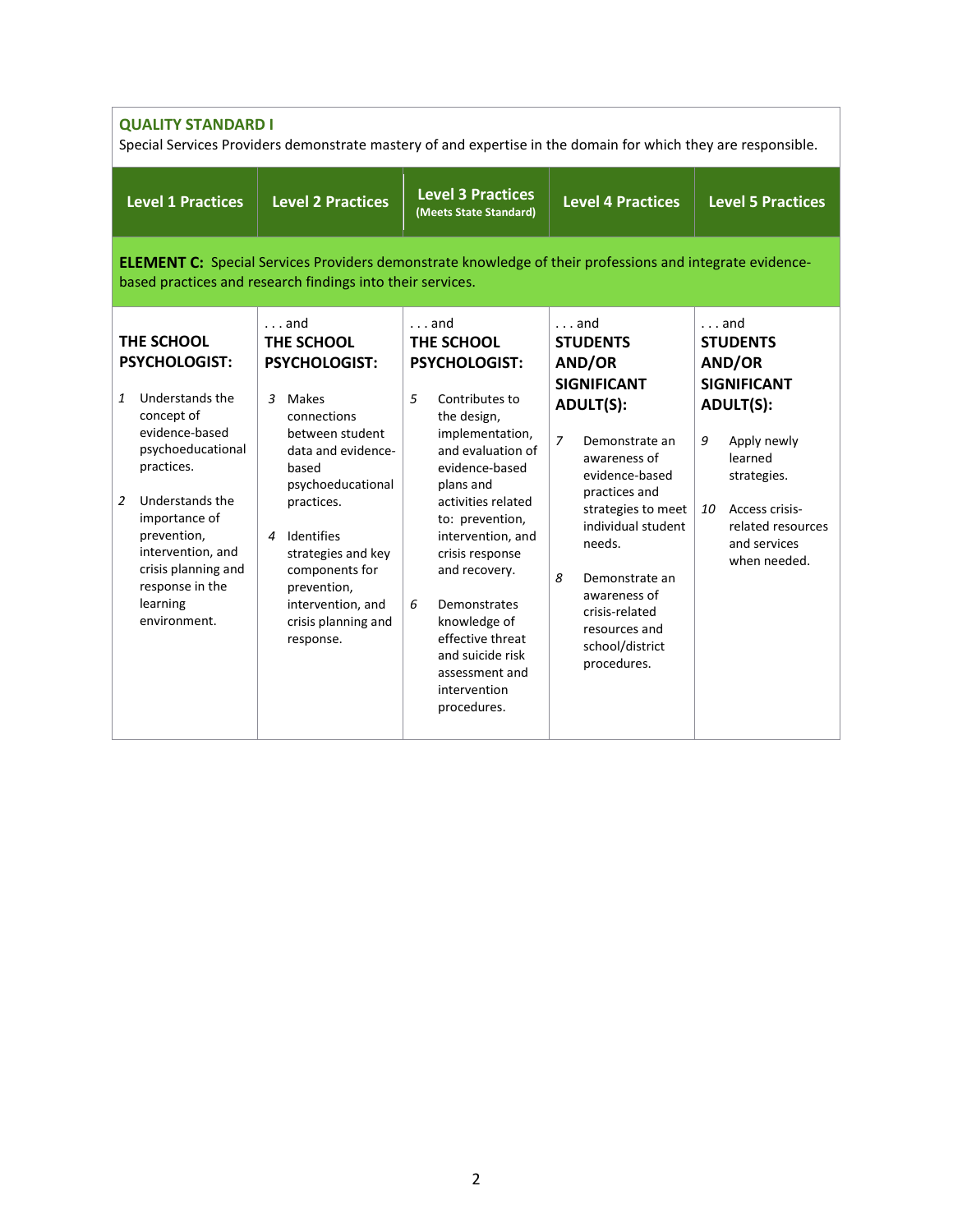**QUALITY STANDARD I**
Special Services Providers demonstrate mastery of and expertise in the domain for which they are responsible.

| Level 1 Practices | Level 2 Practices | Level 3 Practices (Meets State Standard) | Level 4 Practices | Level 5 Practices |
|---|---|---|---|---|
| **ELEMENT C:** Special Services Providers demonstrate knowledge of their professions and integrate evidence-based practices and research findings into their services. | | | | |
| **THE SCHOOL PSYCHOLOGIST:** | . . . and **THE SCHOOL PSYCHOLOGIST:** | . . . and **THE SCHOOL PSYCHOLOGIST:** | . . . and **STUDENTS AND/OR SIGNIFICANT ADULT(S):** | . . . and **STUDENTS AND/OR SIGNIFICANT ADULT(S):** |
| 1 Understands the concept of evidence-based psychoeducational practices.<br><br>2 Understands the importance of prevention, intervention, and crisis planning and response in the learning environment. | 3 Makes connections between student data and evidence-based psychoeducational practices.<br><br>4 Identifies strategies and key components for prevention, intervention, and crisis planning and response. | 5 Contributes to the design, implementation, and evaluation of evidence-based plans and activities related to: prevention, intervention, and crisis response and recovery.<br><br>6 Demonstrates knowledge of effective threat and suicide risk assessment and intervention procedures. | 7 Demonstrate an awareness of evidence-based practices and strategies to meet individual student needs.<br><br>8 Demonstrate an awareness of crisis-related resources and school/district procedures. | 9 Apply newly learned strategies.<br><br>10 Access crisis-related resources and services when needed. |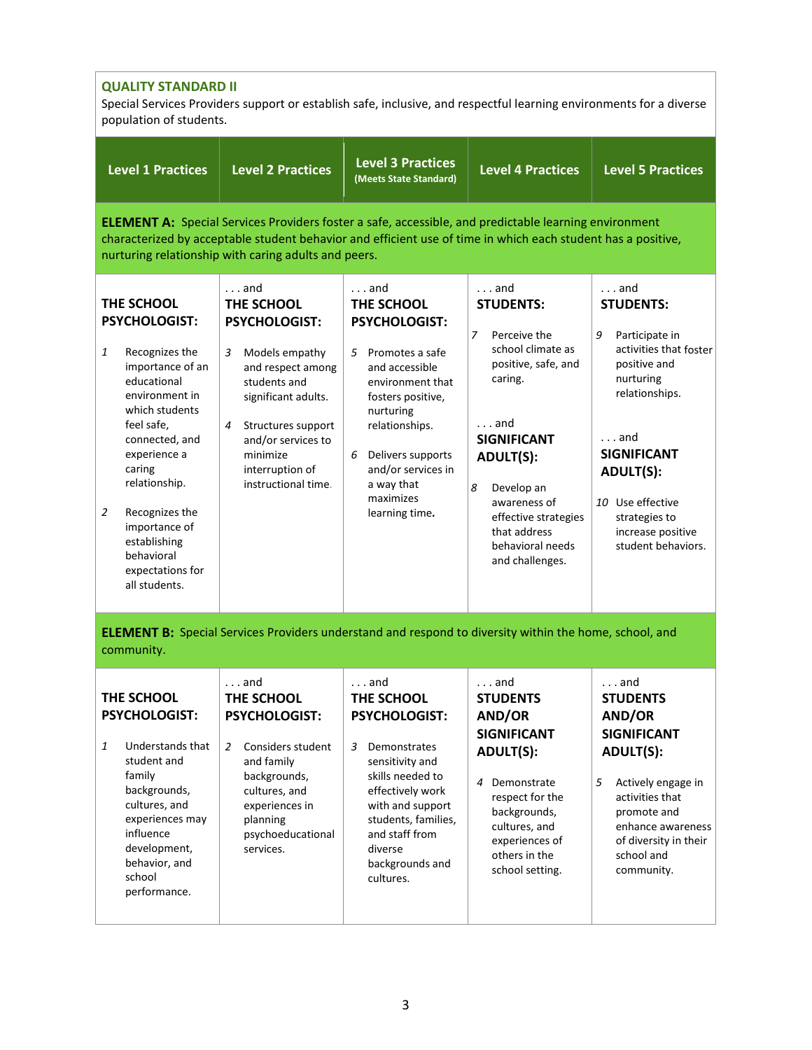**QUALITY STANDARD II**
Special Services Providers support or establish safe, inclusive, and respectful learning environments for a diverse population of students.

| Level 1 Practices | Level 2 Practices | Level 3 Practices (Meets State Standard) | Level 4 Practices | Level 5 Practices |
|---|---|---|---|---|
| **ELEMENT A:** Special Services Providers foster a safe, accessible, and predictable learning environment characterized by acceptable student behavior and efficient use of time in which each student has a positive, nurturing relationship with caring adults and peers. | | | | |
| **THE SCHOOL PSYCHOLOGIST:**<br><br>1 Recognizes the importance of an educational environment in which students feel safe, connected, and experience a caring relationship.<br><br>2 Recognizes the importance of establishing behavioral expectations for all students. | . . . and **THE SCHOOL PSYCHOLOGIST:**<br><br>3 Models empathy and respect among students and significant adults.<br><br>4 Structures support and/or services to minimize interruption of instructional time. | . . . and **THE SCHOOL PSYCHOLOGIST:**<br><br>5 Promotes a safe and accessible environment that fosters positive, nurturing relationships.<br><br>6 Delivers supports and/or services in a way that maximizes learning time. | . . . and **STUDENTS:**<br><br>7 Perceive the school climate as positive, safe, and caring.<br><br>. . . and **SIGNIFICANT ADULT(S):**<br><br>8 Develop an awareness of effective strategies that address behavioral needs and challenges. | . . . and **STUDENTS:**<br><br>9 Participate in activities that foster positive and nurturing relationships.<br><br>. . . and **SIGNIFICANT ADULT(S):**<br><br>10 Use effective strategies to increase positive student behaviors. |
| **ELEMENT B:** Special Services Providers understand and respond to diversity within the home, school, and community. | | | | |
| **THE SCHOOL PSYCHOLOGIST:**<br><br>1 Understands that student and family backgrounds, cultures, and experiences may influence development, behavior, and school performance. | . . . and **THE SCHOOL PSYCHOLOGIST:**<br><br>2 Considers student and family backgrounds, cultures, and experiences in planning psychoeducational services. | . . . and **THE SCHOOL PSYCHOLOGIST:**<br><br>3 Demonstrates sensitivity and skills needed to effectively work with and support students, families, and staff from diverse backgrounds and cultures. | . . . and **STUDENTS AND/OR SIGNIFICANT ADULT(S):**<br><br>4 Demonstrate respect for the backgrounds, cultures, and experiences of others in the school setting. | . . . and **STUDENTS AND/OR SIGNIFICANT ADULT(S):**<br><br>5 Actively engage in activities that promote and enhance awareness of diversity in their school and community. |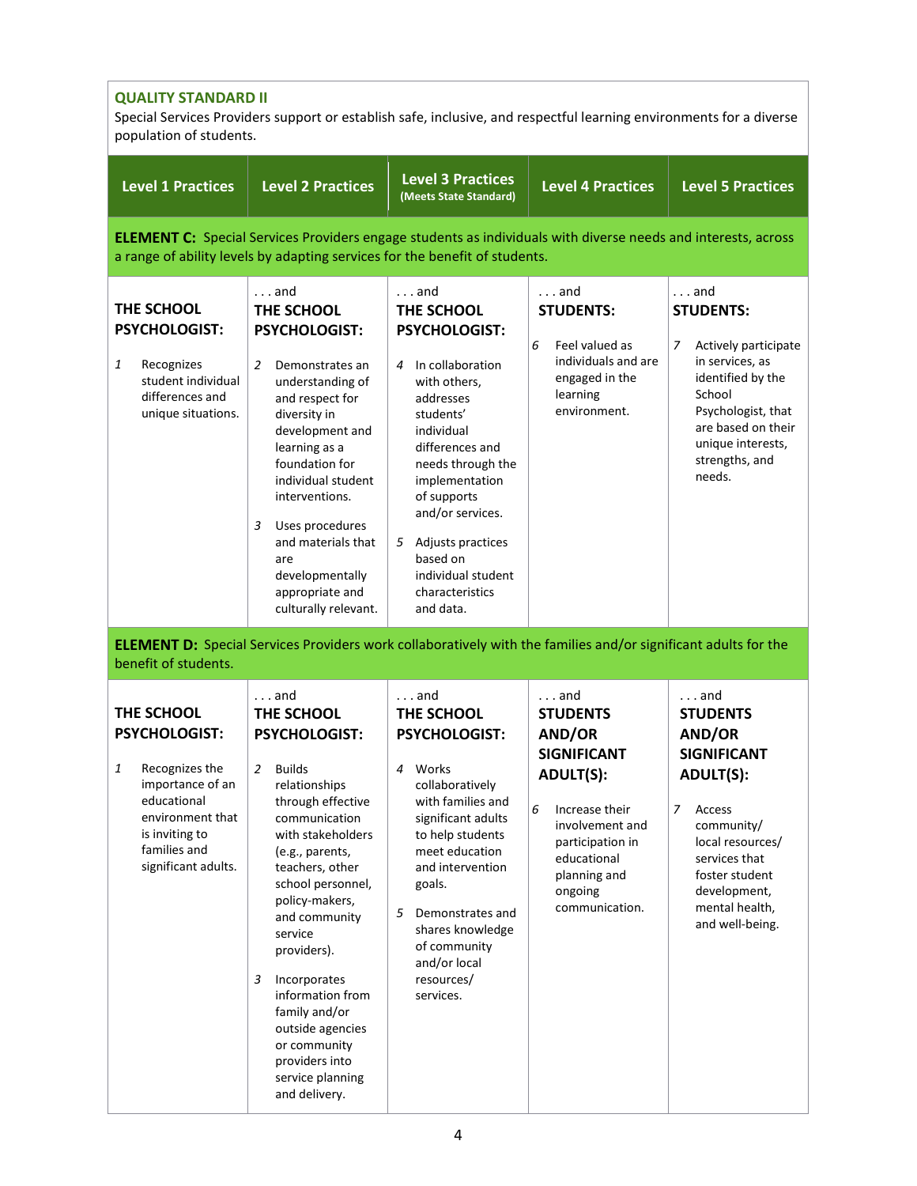**QUALITY STANDARD II**

Special Services Providers support or establish safe, inclusive, and respectful learning environments for a diverse population of students.

| Level 1 Practices | Level 2 Practices | Level 3 Practices (Meets State Standard) | Level 4 Practices | Level 5 Practices |
|---|---|---|---|---|
| **ELEMENT C:** Special Services Providers engage students as individuals with diverse needs and interests, across a range of ability levels by adapting services for the benefit of students. | | | | |
| **THE SCHOOL PSYCHOLOGIST:**<br><br>1 Recognizes student individual differences and unique situations. | . . . and **THE SCHOOL PSYCHOLOGIST:**<br><br>2 Demonstrates an understanding of and respect for diversity in development and learning as a foundation for individual student interventions.<br><br>3 Uses procedures and materials that are developmentally appropriate and culturally relevant. | . . . and **THE SCHOOL PSYCHOLOGIST:**<br><br>4 In collaboration with others, addresses students' individual differences and needs through the implementation of supports and/or services.<br><br>5 Adjusts practices based on individual student characteristics and data. | . . . and **STUDENTS:**<br><br>6 Feel valued as individuals and are engaged in the learning environment. | . . . and **STUDENTS:**<br><br>7 Actively participate in services, as identified by the School Psychologist, that are based on their unique interests, strengths, and needs. |
| **ELEMENT D:** Special Services Providers work collaboratively with the families and/or significant adults for the benefit of students. | | | | |
| **THE SCHOOL PSYCHOLOGIST:**<br><br>1 Recognizes the importance of an educational environment that is inviting to families and significant adults. | . . . and **THE SCHOOL PSYCHOLOGIST:**<br><br>2 Builds relationships through effective communication with stakeholders (e.g., parents, teachers, other school personnel, policy-makers, and community service providers).<br><br>3 Incorporates information from family and/or outside agencies or community providers into service planning and delivery. | . . . and **THE SCHOOL PSYCHOLOGIST:**<br><br>4 Works collaboratively with families and significant adults to help students meet education and intervention goals.<br><br>5 Demonstrates and shares knowledge of community and/or local resources/ services. | . . . and **STUDENTS AND/OR SIGNIFICANT ADULT(S):**<br><br>6 Increase their involvement and participation in educational planning and ongoing communication. | . . . and **STUDENTS AND/OR SIGNIFICANT ADULT(S):**<br><br>7 Access community/ local resources/ services that foster student development, mental health, and well-being. |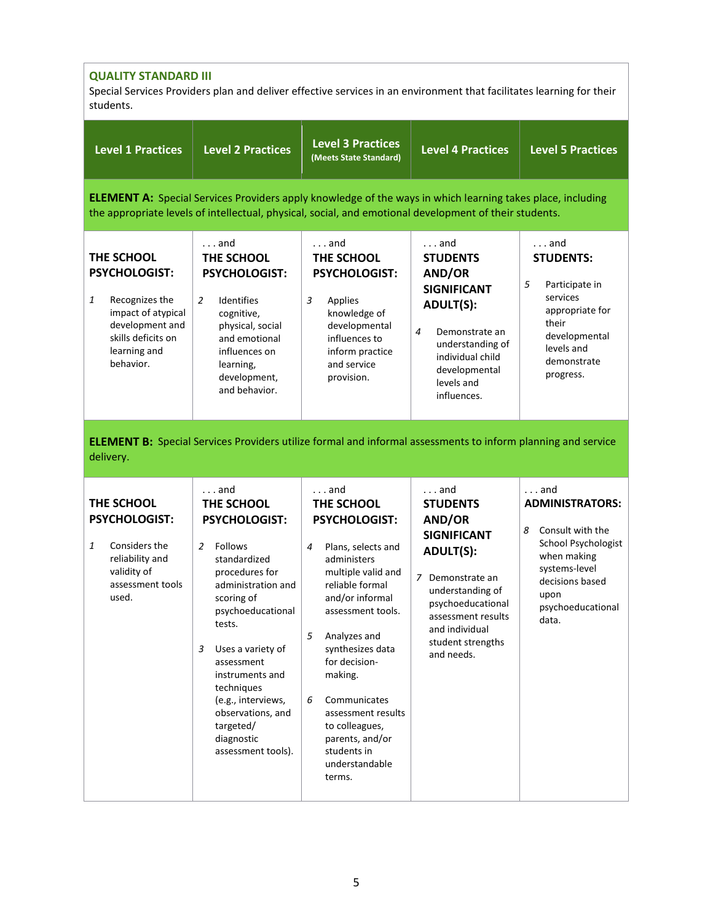**QUALITY STANDARD III**

Special Services Providers plan and deliver effective services in an environment that facilitates learning for their students.

| Level 1 Practices | Level 2 Practices | Level 3 Practices (Meets State Standard) | Level 4 Practices | Level 5 Practices |
|---|---|---|---|---|
| **ELEMENT A:** Special Services Providers apply knowledge of the ways in which learning takes place, including the appropriate levels of intellectual, physical, social, and emotional development of their students. | | | | |
| **THE SCHOOL PSYCHOLOGIST:** 1 Recognizes the impact of atypical development and skills deficits on learning and behavior. | . . . and **THE SCHOOL PSYCHOLOGIST:** 2 Identifies cognitive, physical, social and emotional influences on learning, development, and behavior. | . . . and **THE SCHOOL PSYCHOLOGIST:** 3 Applies knowledge of developmental influences to inform practice and service provision. | . . . and **STUDENTS AND/OR SIGNIFICANT ADULT(S):** 4 Demonstrate an understanding of individual child developmental levels and influences. | . . . and **STUDENTS:** 5 Participate in services appropriate for their developmental levels and demonstrate progress. |
| **ELEMENT B:** Special Services Providers utilize formal and informal assessments to inform planning and service delivery. | | | | |
| **THE SCHOOL PSYCHOLOGIST:** 1 Considers the reliability and validity of assessment tools used. | . . . and **THE SCHOOL PSYCHOLOGIST:** 2 Follows standardized procedures for administration and scoring of psychoeducational tests. 3 Uses a variety of assessment instruments and techniques (e.g., interviews, observations, and targeted/ diagnostic assessment tools). | . . . and **THE SCHOOL PSYCHOLOGIST:** 4 Plans, selects and administers multiple valid and reliable formal and/or informal assessment tools. 5 Analyzes and synthesizes data for decision-making. 6 Communicates assessment results to colleagues, parents, and/or students in understandable terms. | . . . and **STUDENTS AND/OR SIGNIFICANT ADULT(S):** 7 Demonstrate an understanding of psychoeducational assessment results and individual student strengths and needs. | . . . and **ADMINISTRATORS:** 8 Consult with the School Psychologist when making systems-level decisions based upon psychoeducational data. |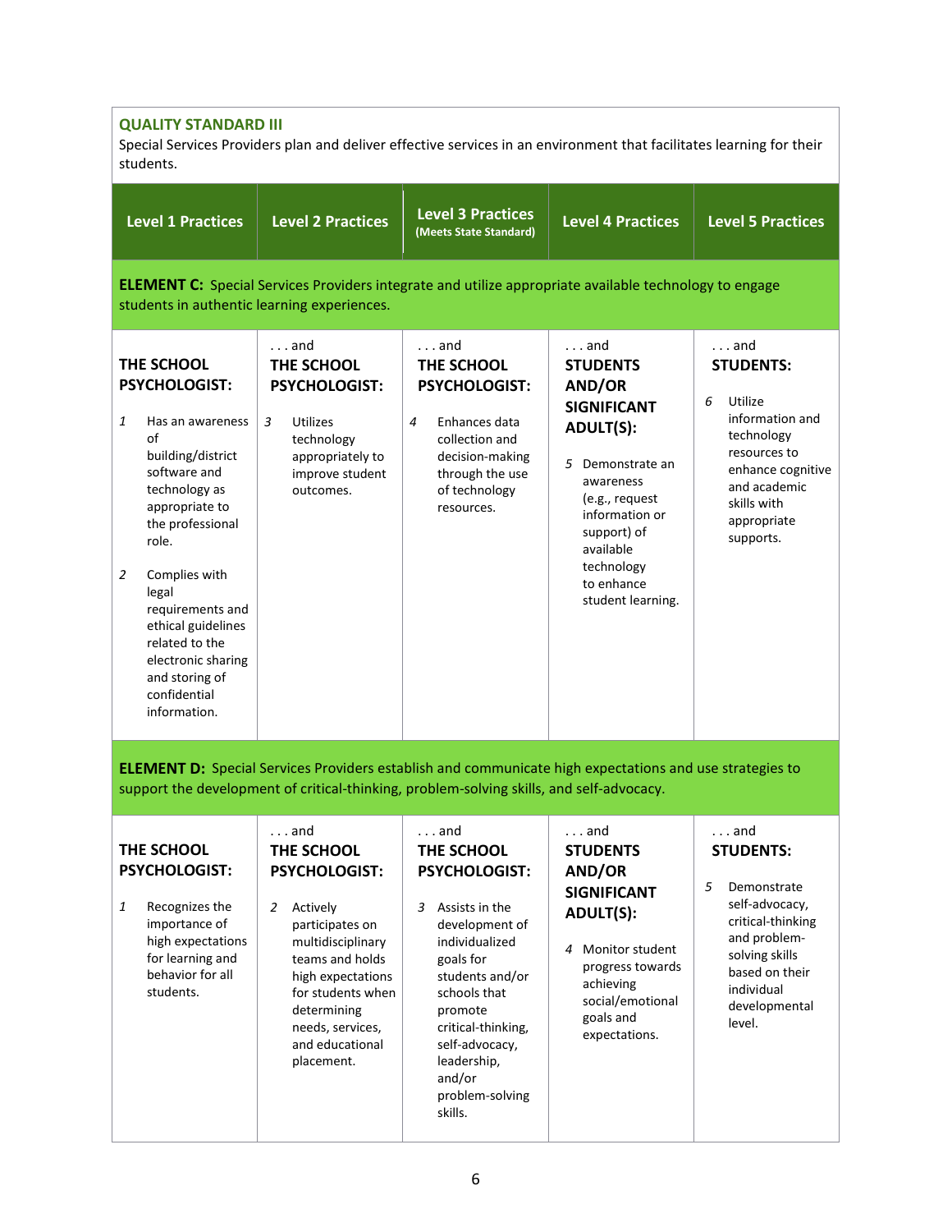**QUALITY STANDARD III**

Special Services Providers plan and deliver effective services in an environment that facilitates learning for their students.

| Level 1 Practices | Level 2 Practices | Level 3 Practices (Meets State Standard) | Level 4 Practices | Level 5 Practices |
|---|---|---|---|---|
| **ELEMENT C:** Special Services Providers integrate and utilize appropriate available technology to engage students in authentic learning experiences. | | | | |
| **THE SCHOOL PSYCHOLOGIST:** 1 Has an awareness of building/district software and technology as appropriate to the professional role. 2 Complies with legal requirements and ethical guidelines related to the electronic sharing and storing of confidential information. | . . . and **THE SCHOOL PSYCHOLOGIST:** 3 Utilizes technology appropriately to improve student outcomes. | . . . and **THE SCHOOL PSYCHOLOGIST:** 4 Enhances data collection and decision-making through the use of technology resources. | . . . and **STUDENTS AND/OR SIGNIFICANT ADULT(S):** 5 Demonstrate an awareness (e.g., request information or support) of available technology to enhance student learning. | . . . and **STUDENTS:** 6 Utilize information and technology resources to enhance cognitive and academic skills with appropriate supports. |
| **ELEMENT D:** Special Services Providers establish and communicate high expectations and use strategies to support the development of critical-thinking, problem-solving skills, and self-advocacy. | | | | |
| **THE SCHOOL PSYCHOLOGIST:** 1 Recognizes the importance of high expectations for learning and behavior for all students. | . . . and **THE SCHOOL PSYCHOLOGIST:** 2 Actively participates on multidisciplinary teams and holds high expectations for students when determining needs, services, and educational placement. | . . . and **THE SCHOOL PSYCHOLOGIST:** 3 Assists in the development of individualized goals for students and/or schools that promote critical-thinking, self-advocacy, leadership, and/or problem-solving skills. | . . . and **STUDENTS AND/OR SIGNIFICANT ADULT(S):** 4 Monitor student progress towards achieving social/emotional goals and expectations. | . . . and **STUDENTS:** 5 Demonstrate self-advocacy, critical-thinking and problem-solving skills based on their individual developmental level. |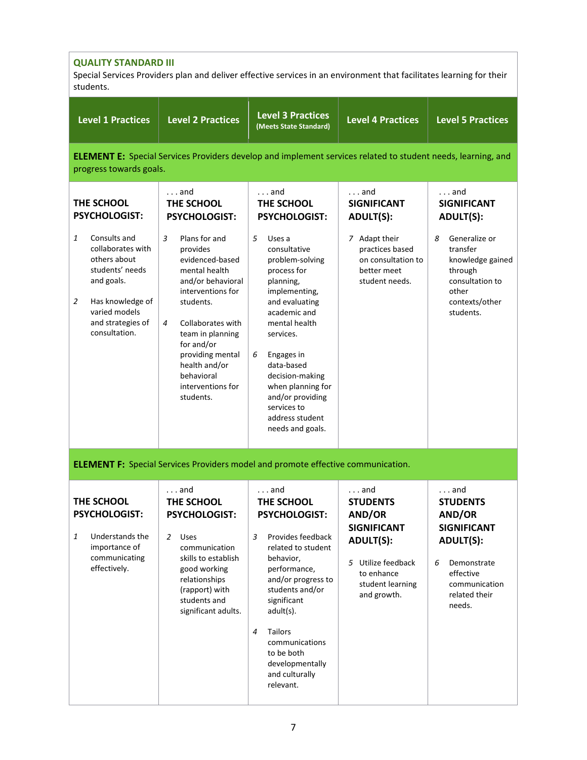**QUALITY STANDARD III**

Special Services Providers plan and deliver effective services in an environment that facilitates learning for their students.

| Level 1 Practices | Level 2 Practices | Level 3 Practices (Meets State Standard) | Level 4 Practices | Level 5 Practices |
|---|---|---|---|---|
| **ELEMENT E:** Special Services Providers develop and implement services related to student needs, learning, and progress towards goals. | | | | |
| **THE SCHOOL PSYCHOLOGIST:**<br><br>1 Consults and collaborates with others about students' needs and goals.<br><br>2 Has knowledge of varied models and strategies of consultation. | . . . and **THE SCHOOL PSYCHOLOGIST:**<br><br>3 Plans for and provides evidenced-based mental health and/or behavioral interventions for students.<br><br>4 Collaborates with team in planning for and/or providing mental health and/or behavioral interventions for students. | . . . and **THE SCHOOL PSYCHOLOGIST:**<br><br>5 Uses a consultative problem-solving process for planning, implementing, and evaluating academic and mental health services.<br><br>6 Engages in data-based decision-making when planning for and/or providing services to address student needs and goals. | . . . and **SIGNIFICANT ADULT(S):**<br><br>7 Adapt their practices based on consultation to better meet student needs. | . . . and **SIGNIFICANT ADULT(S):**<br><br>8 Generalize or transfer knowledge gained through consultation to other contexts/other students. |
| **ELEMENT F:** Special Services Providers model and promote effective communication. | | | | |
| **THE SCHOOL PSYCHOLOGIST:**<br><br>1 Understands the importance of communicating effectively. | . . . and **THE SCHOOL PSYCHOLOGIST:**<br><br>2 Uses communication skills to establish good working relationships (rapport) with students and significant adults. | . . . and **THE SCHOOL PSYCHOLOGIST:**<br><br>3 Provides feedback related to student behavior, performance, and/or progress to students and/or significant adult(s).<br><br>4 Tailors communications to be both developmentally and culturally relevant. | . . . and **STUDENTS AND/OR SIGNIFICANT ADULT(S):**<br><br>5 Utilize feedback to enhance student learning and growth. | . . . and **STUDENTS AND/OR SIGNIFICANT ADULT(S):**<br><br>6 Demonstrate effective communication related their needs. |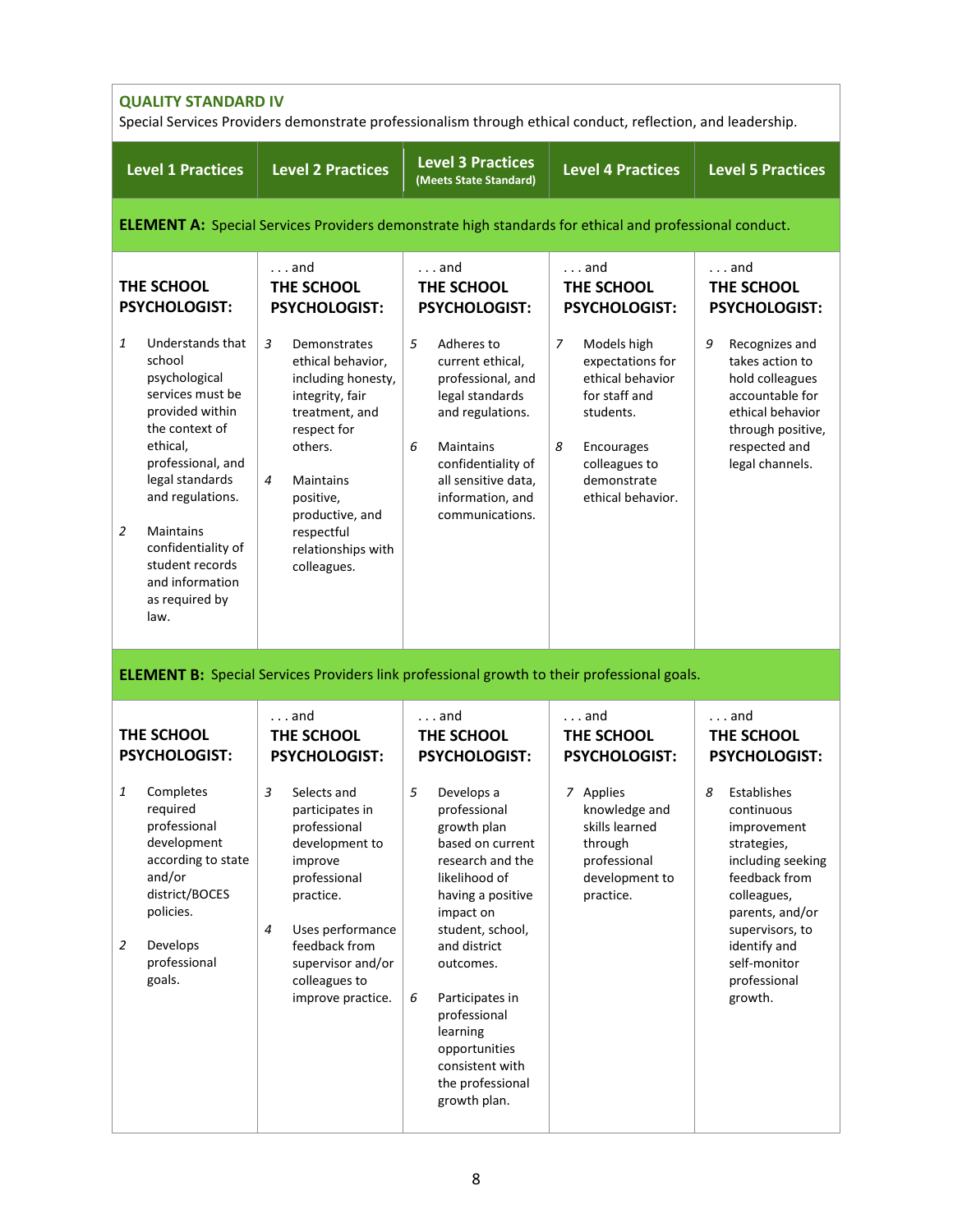## QUALITY STANDARD IV

Special Services Providers demonstrate professionalism through ethical conduct, reflection, and leadership.

| Level 1 Practices | Level 2 Practices | Level 3 Practices (Meets State Standard) | Level 4 Practices | Level 5 Practices |
|---|---|---|---|---|
| **ELEMENT A:** Special Services Providers demonstrate high standards for ethical and professional conduct. | | | | |
| **THE SCHOOL PSYCHOLOGIST:** | . . . and **THE SCHOOL PSYCHOLOGIST:** | . . . and **THE SCHOOL PSYCHOLOGIST:** | . . . and **THE SCHOOL PSYCHOLOGIST:** | . . . and **THE SCHOOL PSYCHOLOGIST:** |
| *1* Understands that school psychological services must be provided within the context of ethical, professional, and legal standards and regulations.<br><br>*2* Maintains confidentiality of student records and information as required by law. | *3* Demonstrates ethical behavior, including honesty, integrity, fair treatment, and respect for others.<br><br>*4* Maintains positive, productive, and respectful relationships with colleagues. | *5* Adheres to current ethical, professional, and legal standards and regulations.<br><br>*6* Maintains confidentiality of all sensitive data, information, and communications. | *7* Models high expectations for ethical behavior for staff and students.<br><br>*8* Encourages colleagues to demonstrate ethical behavior. | *9* Recognizes and takes action to hold colleagues accountable for ethical behavior through positive, respected and legal channels. |
| **ELEMENT B:** Special Services Providers link professional growth to their professional goals. | | | | |
| **THE SCHOOL PSYCHOLOGIST:** | . . . and **THE SCHOOL PSYCHOLOGIST:** | . . . and **THE SCHOOL PSYCHOLOGIST:** | . . . and **THE SCHOOL PSYCHOLOGIST:** | . . . and **THE SCHOOL PSYCHOLOGIST:** |
| *1* Completes required professional development according to state and/or district/BOCES policies.<br><br>*2* Develops professional goals. | *3* Selects and participates in professional development to improve professional practice.<br><br>*4* Uses performance feedback from supervisor and/or colleagues to improve practice. | *5* Develops a professional growth plan based on current research and the likelihood of having a positive impact on student, school, and district outcomes.<br><br>*6* Participates in professional learning opportunities consistent with the professional growth plan. | *7* Applies knowledge and skills learned through professional development to practice. | *8* Establishes continuous improvement strategies, including seeking feedback from colleagues, parents, and/or supervisors, to identify and self-monitor professional growth. |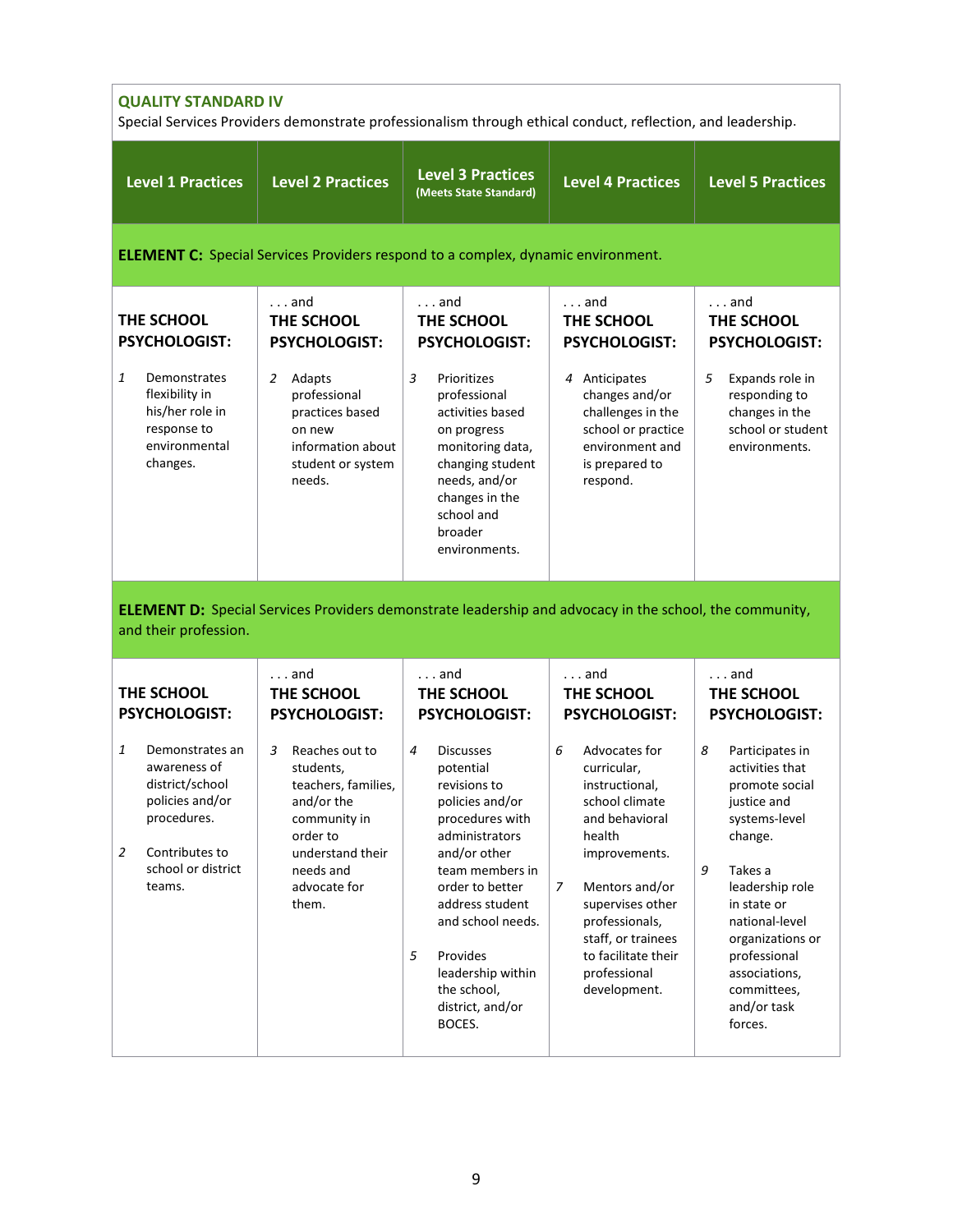**QUALITY STANDARD IV**
Special Services Providers demonstrate professionalism through ethical conduct, reflection, and leadership.

| Level 1 Practices | Level 2 Practices | Level 3 Practices (Meets State Standard) | Level 4 Practices | Level 5 Practices |
|---|---|---|---|---|
| **ELEMENT C:** Special Services Providers respond to a complex, dynamic environment. | | | | |
| **THE SCHOOL PSYCHOLOGIST:** | . . . and **THE SCHOOL PSYCHOLOGIST:** | . . . and **THE SCHOOL PSYCHOLOGIST:** | . . . and **THE SCHOOL PSYCHOLOGIST:** | . . . and **THE SCHOOL PSYCHOLOGIST:** |
| 1 Demonstrates flexibility in his/her role in response to environmental changes. | 2 Adapts professional practices based on new information about student or system needs. | 3 Prioritizes professional activities based on progress monitoring data, changing student needs, and/or changes in the school and broader environments. | 4 Anticipates changes and/or challenges in the school or practice environment and is prepared to respond. | 5 Expands role in responding to changes in the school or student environments. |
| **ELEMENT D:** Special Services Providers demonstrate leadership and advocacy in the school, the community, and their profession. | | | | |
| **THE SCHOOL PSYCHOLOGIST:** | . . . and **THE SCHOOL PSYCHOLOGIST:** | . . . and **THE SCHOOL PSYCHOLOGIST:** | . . . and **THE SCHOOL PSYCHOLOGIST:** | . . . and **THE SCHOOL PSYCHOLOGIST:** |
| 1 Demonstrates an awareness of district/school policies and/or procedures.<br><br>2 Contributes to school or district teams. | 3 Reaches out to students, teachers, families, and/or the community in order to understand their needs and advocate for them. | 4 Discusses potential revisions to policies and/or procedures with administrators and/or other team members in order to better address student and school needs.<br><br>5 Provides leadership within the school, district, and/or BOCES. | 6 Advocates for curricular, instructional, school climate and behavioral health improvements.<br><br>7 Mentors and/or supervises other professionals, staff, or trainees to facilitate their professional development. | 8 Participates in activities that promote social justice and systems-level change.<br><br>9 Takes a leadership role in state or national-level organizations or professional associations, committees, and/or task forces. |